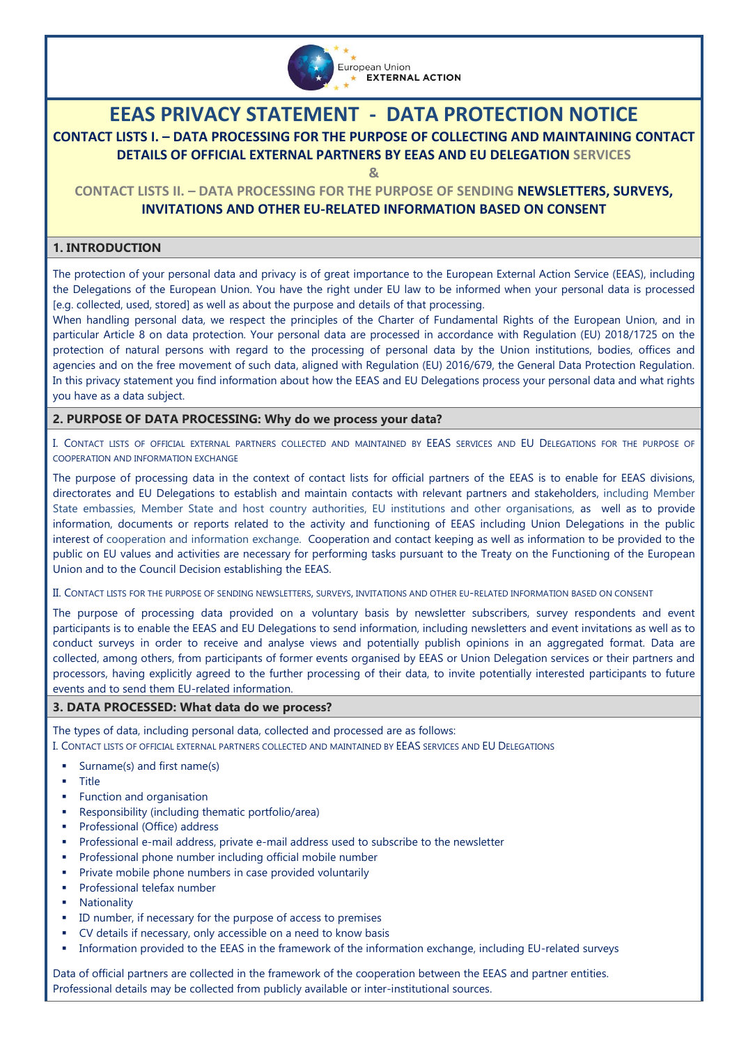European Union EXTERNAL ACTION

# EEAS PRIVACY STATEMENT - DATA PROTECTION NOTICE

## CONTACT LISTS I. – DATA PROCESSING FOR THE PURPOSE OF COLLECTING AND MAINTAINING CONTACT DETAILS OF OFFICIAL EXTERNAL PARTNERS BY EEAS AND EU DELEGATION SERVICES

## &

## CONTACT LISTS II. – DATA PROCESSING FOR THE PURPOSE OF SENDING NEWSLETTERS, SURVEYS, INVITATIONS AND OTHER EU-RELATED INFORMATION BASED ON CONSENT

### 1. INTRODUCTION

The protection of your personal data and privacy is of great importance to the European External Action Service (EEAS), including the Delegations of the European Union. You have the right under EU law to be informed when your personal data is processed [e.g. collected, used, stored] as well as about the purpose and details of that processing.

When handling personal data, we respect the principles of the Charter of Fundamental Rights of the European Union, and in particular Article 8 on data protection. Your personal data are processed in accordance with Regulation (EU) 2018/1725 on the protection of natural persons with regard to the processing of personal data by the Union institutions, bodies, offices and agencies and on the free movement of such data, aligned with Regulation (EU) 2016/679, the General Data Protection Regulation. In this privacy statement you find information about how the EEAS and EU Delegations process your personal data and what rights you have as a data subject.

### 2. PURPOSE OF DATA PROCESSING: Why do we process your data?

I. CONTACT LISTS OF OFFICIAL EXTERNAL PARTNERS COLLECTED AND MAINTAINED BY EEAS SERVICES AND EU DELEGATIONS FOR THE PURPOSE OF COOPERATION AND INFORMATION EXCHANGE

The purpose of processing data in the context of contact lists for official partners of the EEAS is to enable for EEAS divisions, directorates and EU Delegations to establish and maintain contacts with relevant partners and stakeholders, including Member State embassies, Member State and host country authorities, EU institutions and other organisations, as well as to provide information, documents or reports related to the activity and functioning of EEAS including Union Delegations in the public interest of cooperation and information exchange. Cooperation and contact keeping as well as information to be provided to the public on EU values and activities are necessary for performing tasks pursuant to the Treaty on the Functioning of the European Union and to the Council Decision establishing the EEAS.

II. CONTACT LISTS FOR THE PURPOSE OF SENDING NEWSLETTERS, SURVEYS, INVITATIONS AND OTHER EU-RELATED INFORMATION BASED ON CONSENT

The purpose of processing data provided on a voluntary basis by newsletter subscribers, survey respondents and event participants is to enable the EEAS and EU Delegations to send information, including newsletters and event invitations as well as to conduct surveys in order to receive and analyse views and potentially publish opinions in an aggregated format. Data are collected, among others, from participants of former events organised by EEAS or Union Delegation services or their partners and processors, having explicitly agreed to the further processing of their data, to invite potentially interested participants to future events and to send them EU-related information.

### 3. DATA PROCESSED: What data do we process?

The types of data, including personal data, collected and processed are as follows:

I. CONTACT LISTS OF OFFICIAL EXTERNAL PARTNERS COLLECTED AND MAINTAINED BY EEAS SERVICES AND EU DELEGATIONS

- Surname(s) and first name(s)
- Title
- Function and organisation
- Responsibility (including thematic portfolio/area)
- Professional (Office) address
- Professional e-mail address, private e-mail address used to subscribe to the newsletter
- Professional phone number including official mobile number
- Private mobile phone numbers in case provided voluntarily
- Professional telefax number
- Nationality
- ID number, if necessary for the purpose of access to premises
- CV details if necessary, only accessible on a need to know basis
- Information provided to the EEAS in the framework of the information exchange, including EU-related surveys

Data of official partners are collected in the framework of the cooperation between the EEAS and partner entities. Professional details may be collected from publicly available or inter-institutional sources.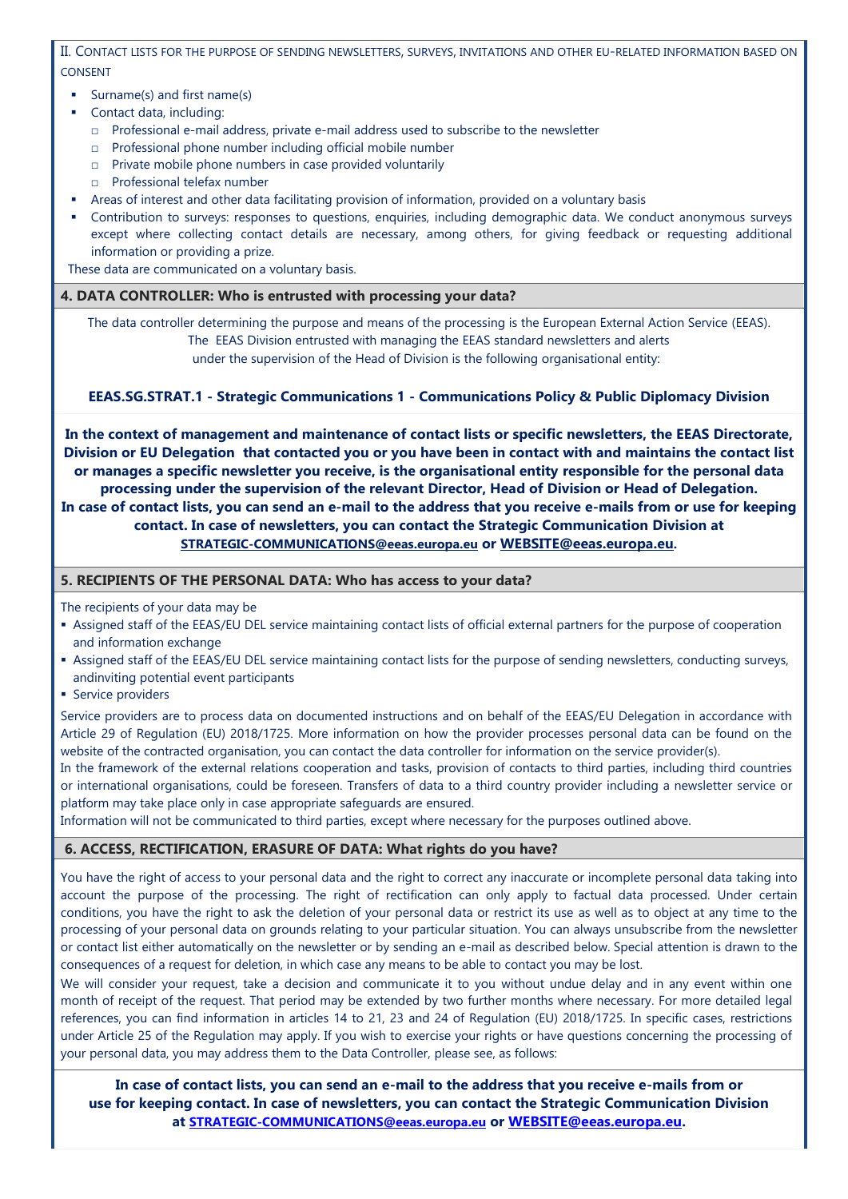II. CONTACT LISTS FOR THE PURPOSE OF SENDING NEWSLETTERS, SURVEYS, INVITATIONS AND OTHER EU-RELATED INFORMATION BASED ON CONSENT

- Surname(s) and first name(s)
- Contact data, including:
  - Professional e-mail address, private e-mail address used to subscribe to the newsletter
  - Professional phone number including official mobile number
  - Private mobile phone numbers in case provided voluntarily
  - Professional telefax number
- Areas of interest and other data facilitating provision of information, provided on a voluntary basis
- Contribution to surveys: responses to questions, enquiries, including demographic data. We conduct anonymous surveys except where collecting contact details are necessary, among others, for giving feedback or requesting additional information or providing a prize.

These data are communicated on a voluntary basis.

## 4. DATA CONTROLLER: Who is entrusted with processing your data?

The data controller determining the purpose and means of the processing is the European External Action Service (EEAS). The EEAS Division entrusted with managing the EEAS standard newsletters and alerts under the supervision of the Head of Division is the following organisational entity:

**EEAS.SG.STRAT.1 - Strategic Communications 1 - Communications Policy & Public Diplomacy Division**

**In the context of management and maintenance of contact lists or specific newsletters, the EEAS Directorate, Division or EU Delegation that contacted you or you have been in contact with and maintains the contact list or manages a specific newsletter you receive, is the organisational entity responsible for the personal data processing under the supervision of the relevant Director, Head of Division or Head of Delegation. In case of contact lists, you can send an e-mail to the address that you receive e-mails from or use for keeping contact. In case of newsletters, you can contact the Strategic Communication Division at STRATEGIC-COMMUNICATIONS@eeas.europa.eu or WEBSITE@eeas.europa.eu.**

## 5. RECIPIENTS OF THE PERSONAL DATA: Who has access to your data?

The recipients of your data may be

- Assigned staff of the EEAS/EU DEL service maintaining contact lists of official external partners for the purpose of cooperation and information exchange
- Assigned staff of the EEAS/EU DEL service maintaining contact lists for the purpose of sending newsletters, conducting surveys, andinviting potential event participants
- Service providers

Service providers are to process data on documented instructions and on behalf of the EEAS/EU Delegation in accordance with Article 29 of Regulation (EU) 2018/1725. More information on how the provider processes personal data can be found on the website of the contracted organisation, you can contact the data controller for information on the service provider(s).

In the framework of the external relations cooperation and tasks, provision of contacts to third parties, including third countries or international organisations, could be foreseen. Transfers of data to a third country provider including a newsletter service or platform may take place only in case appropriate safeguards are ensured.

Information will not be communicated to third parties, except where necessary for the purposes outlined above.

## 6. ACCESS, RECTIFICATION, ERASURE OF DATA: What rights do you have?

You have the right of access to your personal data and the right to correct any inaccurate or incomplete personal data taking into account the purpose of the processing. The right of rectification can only apply to factual data processed. Under certain conditions, you have the right to ask the deletion of your personal data or restrict its use as well as to object at any time to the processing of your personal data on grounds relating to your particular situation. You can always unsubscribe from the newsletter or contact list either automatically on the newsletter or by sending an e-mail as described below. Special attention is drawn to the consequences of a request for deletion, in which case any means to be able to contact you may be lost.

We will consider your request, take a decision and communicate it to you without undue delay and in any event within one month of receipt of the request. That period may be extended by two further months where necessary. For more detailed legal references, you can find information in articles 14 to 21, 23 and 24 of Regulation (EU) 2018/1725. In specific cases, restrictions under Article 25 of the Regulation may apply. If you wish to exercise your rights or have questions concerning the processing of your personal data, you may address them to the Data Controller, please see, as follows:

**In case of contact lists, you can send an e-mail to the address that you receive e-mails from or use for keeping contact. In case of newsletters, you can contact the Strategic Communication Division at STRATEGIC-COMMUNICATIONS@eeas.europa.eu or WEBSITE@eeas.europa.eu.**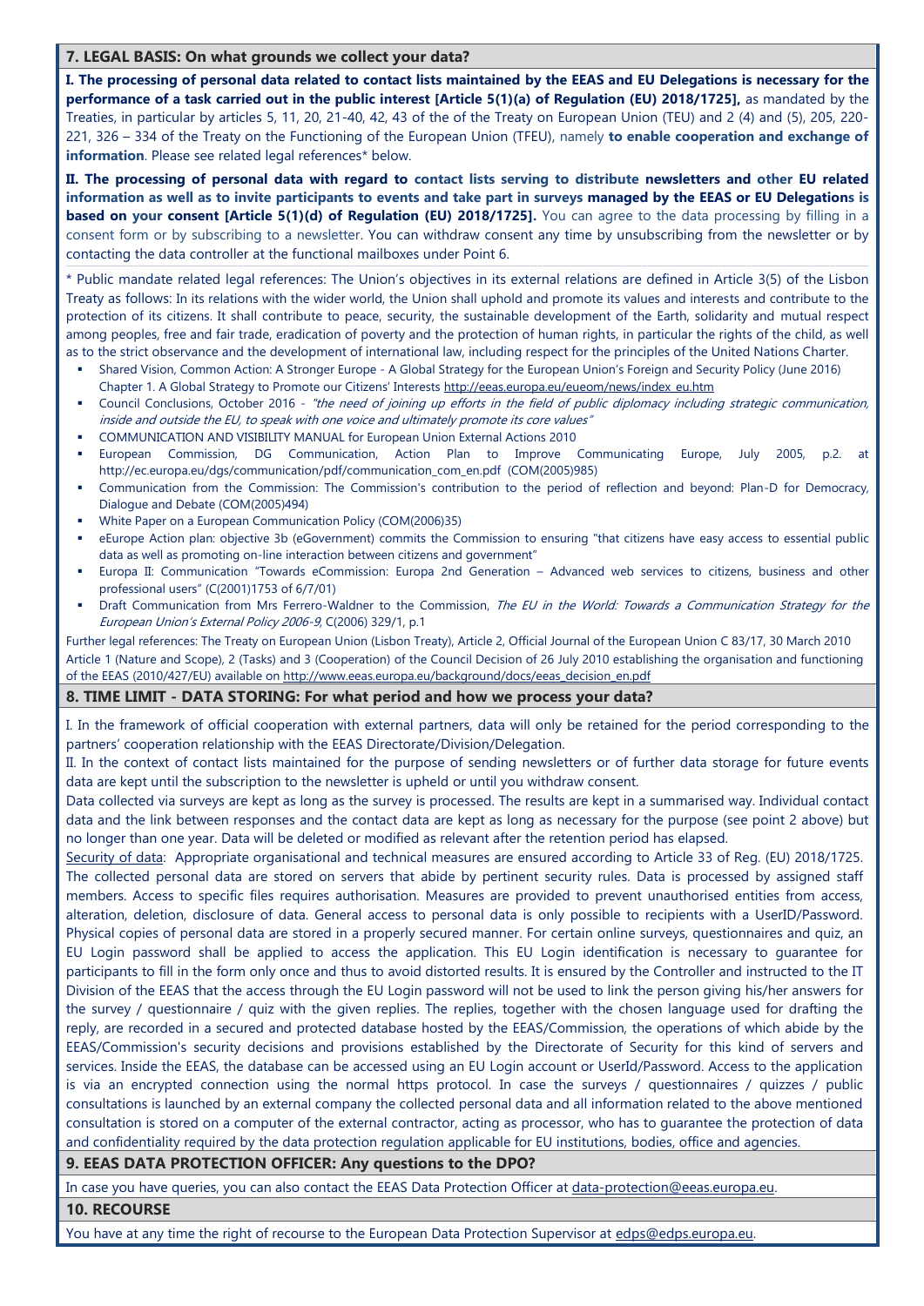## 7. LEGAL BASIS: On what grounds we collect your data?

**I. The processing of personal data related to contact lists maintained by the EEAS and EU Delegations is necessary for the performance of a task carried out in the public interest [Article 5(1)(a) of Regulation (EU) 2018/1725],** as mandated by the Treaties, in particular by articles 5, 11, 20, 21-40, 42, 43 of the of the Treaty on European Union (TEU) and 2 (4) and (5), 205, 220-221, 326 – 334 of the Treaty on the Functioning of the European Union (TFEU), namely **to enable cooperation and exchange of information**. Please see related legal references* below.

**II. The processing of personal data with regard to contact lists serving to distribute newsletters and other EU related information as well as to invite participants to events and take part in surveys managed by the EEAS or EU Delegations is based on your consent [Article 5(1)(d) of Regulation (EU) 2018/1725].** You can agree to the data processing by filling in a consent form or by subscribing to a newsletter. You can withdraw consent any time by unsubscribing from the newsletter or by contacting the data controller at the functional mailboxes under Point 6.

* Public mandate related legal references: The Union's objectives in its external relations are defined in Article 3(5) of the Lisbon Treaty as follows: In its relations with the wider world, the Union shall uphold and promote its values and interests and contribute to the protection of its citizens. It shall contribute to peace, security, the sustainable development of the Earth, solidarity and mutual respect among peoples, free and fair trade, eradication of poverty and the protection of human rights, in particular the rights of the child, as well as to the strict observance and the development of international law, including respect for the principles of the United Nations Charter.

- Shared Vision, Common Action: A Stronger Europe - A Global Strategy for the European Union's Foreign and Security Policy (June 2016) Chapter 1. A Global Strategy to Promote our Citizens' Interests http://eeas.europa.eu/eueom/news/index_eu.htm
- Council Conclusions, October 2016 - *"the need of joining up efforts in the field of public diplomacy including strategic communication, inside and outside the EU, to speak with one voice and ultimately promote its core values"*
- COMMUNICATION AND VISIBILITY MANUAL for European Union External Actions 2010
- European Commission, DG Communication, Action Plan to Improve Communicating Europe, July 2005, p.2. at http://ec.europa.eu/dgs/communication/pdf/communication_com_en.pdf (COM(2005)985)
- Communication from the Commission: The Commission's contribution to the period of reflection and beyond: Plan-D for Democracy, Dialogue and Debate (COM(2005)494)
- White Paper on a European Communication Policy (COM(2006)35)
- eEurope Action plan: objective 3b (eGovernment) commits the Commission to ensuring "that citizens have easy access to essential public data as well as promoting on-line interaction between citizens and government"
- Europa II: Communication "Towards eCommission: Europa 2nd Generation – Advanced web services to citizens, business and other professional users" (C(2001)1753 of 6/7/01)
- Draft Communication from Mrs Ferrero-Waldner to the Commission, *The EU in the World: Towards a Communication Strategy for the European Union's External Policy 2006-9*, C(2006) 329/1, p.1

Further legal references: The Treaty on European Union (Lisbon Treaty), Article 2, Official Journal of the European Union C 83/17, 30 March 2010 Article 1 (Nature and Scope), 2 (Tasks) and 3 (Cooperation) of the Council Decision of 26 July 2010 establishing the organisation and functioning of the EEAS (2010/427/EU) available on http://www.eeas.europa.eu/background/docs/eeas_decision_en.pdf

## 8. TIME LIMIT - DATA STORING: For what period and how we process your data?

I. In the framework of official cooperation with external partners, data will only be retained for the period corresponding to the partners' cooperation relationship with the EEAS Directorate/Division/Delegation.

II. In the context of contact lists maintained for the purpose of sending newsletters or of further data storage for future events data are kept until the subscription to the newsletter is upheld or until you withdraw consent.

Data collected via surveys are kept as long as the survey is processed. The results are kept in a summarised way. Individual contact data and the link between responses and the contact data are kept as long as necessary for the purpose (see point 2 above) but no longer than one year. Data will be deleted or modified as relevant after the retention period has elapsed.

Security of data: Appropriate organisational and technical measures are ensured according to Article 33 of Reg. (EU) 2018/1725. The collected personal data are stored on servers that abide by pertinent security rules. Data is processed by assigned staff members. Access to specific files requires authorisation. Measures are provided to prevent unauthorised entities from access, alteration, deletion, disclosure of data. General access to personal data is only possible to recipients with a UserID/Password. Physical copies of personal data are stored in a properly secured manner. For certain online surveys, questionnaires and quiz, an EU Login password shall be applied to access the application. This EU Login identification is necessary to guarantee for participants to fill in the form only once and thus to avoid distorted results. It is ensured by the Controller and instructed to the IT Division of the EEAS that the access through the EU Login password will not be used to link the person giving his/her answers for the survey / questionnaire / quiz with the given replies. The replies, together with the chosen language used for drafting the reply, are recorded in a secured and protected database hosted by the EEAS/Commission, the operations of which abide by the EEAS/Commission's security decisions and provisions established by the Directorate of Security for this kind of servers and services. Inside the EEAS, the database can be accessed using an EU Login account or UserId/Password. Access to the application is via an encrypted connection using the normal https protocol. In case the surveys / questionnaires / quizzes / public consultations is launched by an external company the collected personal data and all information related to the above mentioned consultation is stored on a computer of the external contractor, acting as processor, who has to guarantee the protection of data and confidentiality required by the data protection regulation applicable for EU institutions, bodies, office and agencies.

## 9. EEAS DATA PROTECTION OFFICER: Any questions to the DPO?

In case you have queries, you can also contact the EEAS Data Protection Officer at data-protection@eeas.europa.eu.

## 10. RECOURSE

You have at any time the right of recourse to the European Data Protection Supervisor at edps@edps.europa.eu.